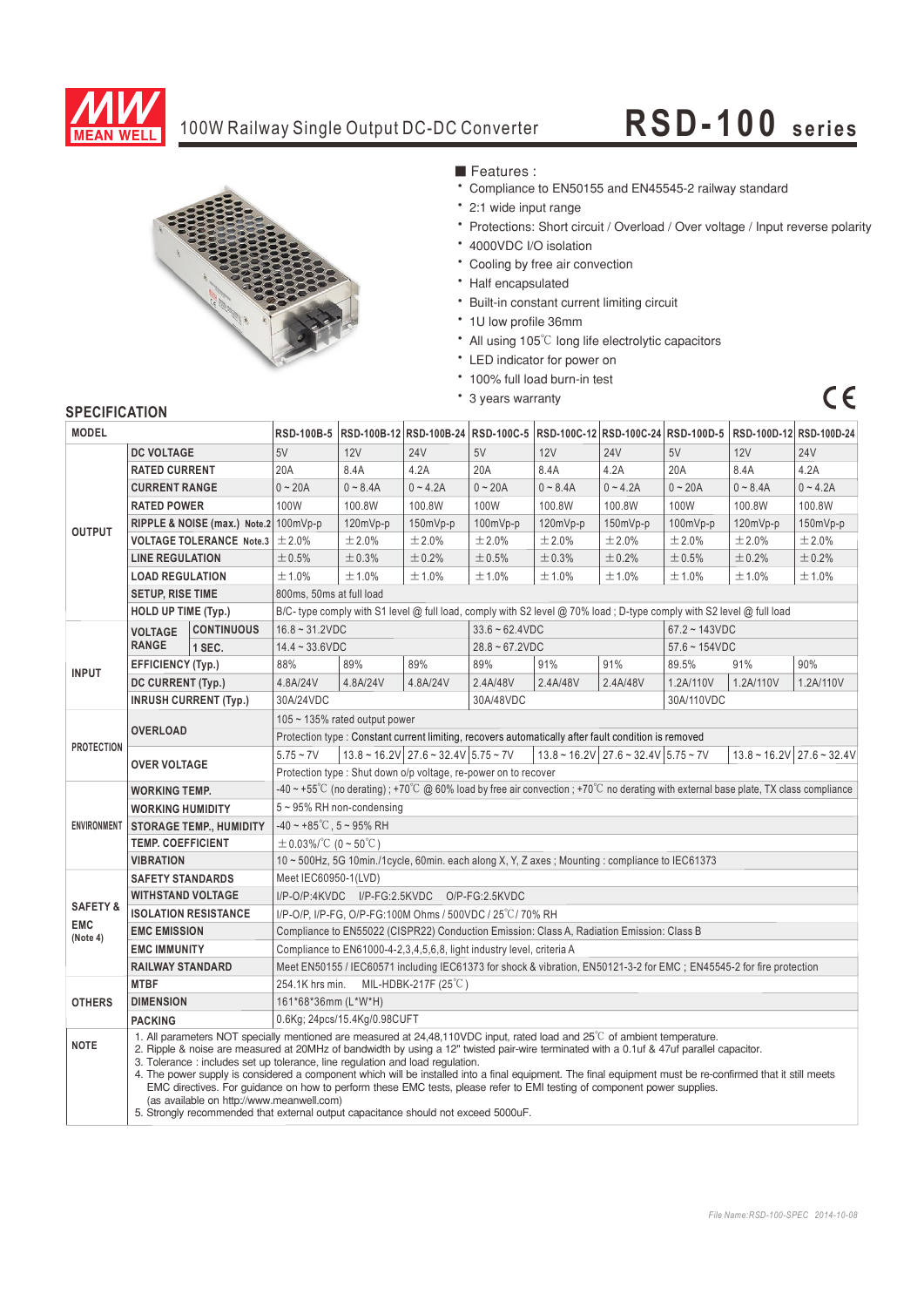# 100W Railway Single Output DC-DC Converter

# RSD-100 series

■ Features :

- Compliance to EN50155 and EN45545-2 railway standard
- 2:1 wide input range
- Protections: Short circuit / Overload / Over voltage / Input reverse polarity
- 4000VDC I/O isolation
- Cooling by free air convection
- Half encapsulated
- Built-in constant current limiting circuit
- 1U low profile 36mm
- All using 105℃ long life electrolytic capacitors
- LED indicator for power on
- 100% full load burn-in test
- 3 years warranty

## SPECIFICATION

| MODEL | | | RSD-100B-5 | RSD-100B-12 | RSD-100B-24 | RSD-100C-5 | RSD-100C-12 | RSD-100C-24 | RSD-100D-5 | RSD-100D-12 | RSD-100D-24 |
|---|---|---|---|---|---|---|---|---|---|---|---|
| OUTPUT | DC VOLTAGE | | 5V | 12V | 24V | 5V | 12V | 24V | 5V | 12V | 24V |
| | RATED CURRENT | | 20A | 8.4A | 4.2A | 20A | 8.4A | 4.2A | 20A | 8.4A | 4.2A |
| | CURRENT RANGE | | 0 ~ 20A | 0 ~ 8.4A | 0 ~ 4.2A | 0 ~ 20A | 0 ~ 8.4A | 0 ~ 4.2A | 0 ~ 20A | 0 ~ 8.4A | 0 ~ 4.2A |
| | RATED POWER | | 100W | 100.8W | 100.8W | 100W | 100.8W | 100.8W | 100W | 100.8W | 100.8W |
| | RIPPLE & NOISE (max.) Note.2 | | 100mVp-p | 120mVp-p | 150mVp-p | 100mVp-p | 120mVp-p | 150mVp-p | 100mVp-p | 120mVp-p | 150mVp-p |
| | VOLTAGE TOLERANCE Note.3 | | ±2.0% | ±2.0% | ±2.0% | ±2.0% | ±2.0% | ±2.0% | ±2.0% | ±2.0% | ±2.0% |
| | LINE REGULATION | | ±0.5% | ±0.3% | ±0.2% | ±0.5% | ±0.3% | ±0.2% | ±0.5% | ±0.2% | ±0.2% |
| | LOAD REGULATION | | ±1.0% | ±1.0% | ±1.0% | ±1.0% | ±1.0% | ±1.0% | ±1.0% | ±1.0% | ±1.0% |
| | SETUP, RISE TIME | | 800ms, 50ms at full load | | | | | | | | |
| | HOLD UP TIME (Typ.) | | B/C- type comply with S1 level @ full load, comply with S2 level @ 70% load ; D-type comply with S2 level @ full load | | | | | | | | |
| INPUT | VOLTAGE RANGE | CONTINUOUS | 16.8 ~ 31.2VDC | | | 33.6 ~ 62.4VDC | | | 67.2 ~ 143VDC | | |
| | | 1 SEC. | 14.4 ~ 33.6VDC | | | 28.8 ~ 67.2VDC | | | 57.6 ~ 154VDC | | |
| | EFFICIENCY (Typ.) | | 88% | 89% | 89% | 89% | 91% | 91% | 89.5% | 91% | 90% |
| | DC CURRENT (Typ.) | | 4.8A/24V | 4.8A/24V | 4.8A/24V | 2.4A/48V | 2.4A/48V | 2.4A/48V | 1.2A/110V | 1.2A/110V | 1.2A/110V |
| | INRUSH CURRENT (Typ.) | | 30A/24VDC | | | 30A/48VDC | | | 30A/110VDC | | |
| PROTECTION | OVERLOAD | | 105 ~ 135% rated output power | | | | | | | | |
| | | | Protection type : Constant current limiting, recovers automatically after fault condition is removed | | | | | | | | |
| | OVER VOLTAGE | | 5.75 ~ 7V | 13.8 ~ 16.2V | 27.6 ~ 32.4V | 5.75 ~ 7V | 13.8 ~ 16.2V | 27.6 ~ 32.4V | 5.75 ~ 7V | 13.8 ~ 16.2V | 27.6 ~ 32.4V |
| | | | Protection type : Shut down o/p voltage, re-power on to recover | | | | | | | | |
| ENVIRONMENT | WORKING TEMP. | | -40 ~ +55℃ (no derating) ; +70℃ @ 60% load by free air convection ; +70℃ no derating with external base plate, TX class compliance | | | | | | | | |
| | WORKING HUMIDITY | | 5 ~ 95% RH non-condensing | | | | | | | | |
| | STORAGE TEMP., HUMIDITY | | -40 ~ +85℃, 5 ~ 95% RH | | | | | | | | |
| | TEMP. COEFFICIENT | | ±0.03%/℃ (0 ~ 50℃) | | | | | | | | |
| | VIBRATION | | 10 ~ 500Hz, 5G 10min./1cycle, 60min. each along X, Y, Z axes ; Mounting : compliance to IEC61373 | | | | | | | | |
| SAFETY & EMC (Note 4) | SAFETY STANDARDS | | Meet IEC60950-1(LVD) | | | | | | | | |
| | WITHSTAND VOLTAGE | | I/P-O/P:4KVDC I/P-FG:2.5KVDC O/P-FG:2.5KVDC | | | | | | | | |
| | ISOLATION RESISTANCE | | I/P-O/P, I/P-FG, O/P-FG:100M Ohms / 500VDC / 25℃/ 70% RH | | | | | | | | |
| | EMC EMISSION | | Compliance to EN55022 (CISPR22) Conduction Emission: Class A, Radiation Emission: Class B | | | | | | | | |
| | EMC IMMUNITY | | Compliance to EN61000-4-2,3,4,5,6,8, light industry level, criteria A | | | | | | | | |
| | RAILWAY STANDARD | | Meet EN50155 / IEC60571 including IEC61373 for shock & vibration, EN50121-3-2 for EMC ; EN45545-2 for fire protection | | | | | | | | |
| OTHERS | MTBF | | 254.1K hrs min. MIL-HDBK-217F (25℃) | | | | | | | | |
| | DIMENSION | | 161*68*36mm (L*W*H) | | | | | | | | |
| | PACKING | | 0.6Kg; 24pcs/15.4Kg/0.98CUFT | | | | | | | | |

**NOTE**

1. All parameters NOT specially mentioned are measured at 24,48,110VDC input, rated load and 25℃ of ambient temperature.
2. Ripple & noise are measured at 20MHz of bandwidth by using a 12" twisted pair-wire terminated with a 0.1uf & 47uf parallel capacitor.
3. Tolerance : includes set up tolerance, line regulation and load regulation.
4. The power supply is considered a component which will be installed into a final equipment. The final equipment must be re-confirmed that it still meets EMC directives. For guidance on how to perform these EMC tests, please refer to EMI testing of component power supplies. (as available on http://www.meanwell.com)
5. Strongly recommended that external output capacitance should not exceed 5000uF.

*File Name:RSD-100-SPEC 2014-10-08*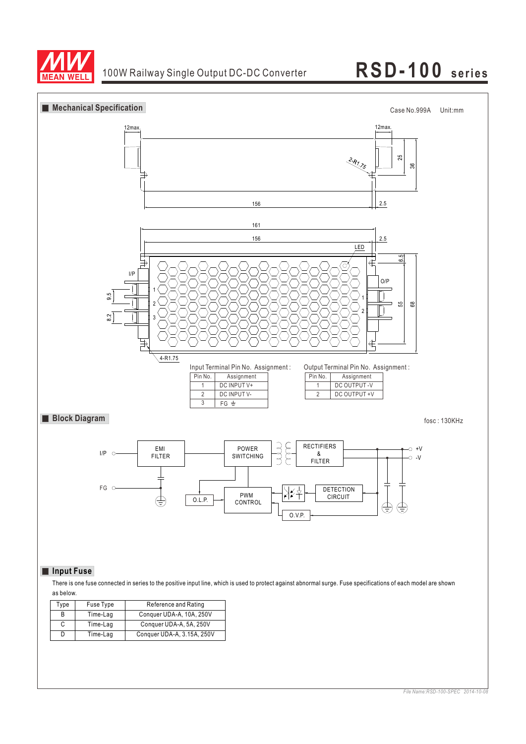## Mechanical Specification

Case No.999A Unit:mm

Input Terminal Pin No. Assignment :

| Pin No. | Assignment |
|---|---|
| 1 | DC INPUT V+ |
| 2 | DC INPUT V- |
| 3 | FG ⏚ |

Output Terminal Pin No. Assignment :

| Pin No. | Assignment |
|---|---|
| 1 | DC OUTPUT -V |
| 2 | DC OUTPUT +V |

## Block Diagram

fosc : 130KHz

## Input Fuse

There is one fuse connected in series to the positive input line, which is used to protect against abnormal surge. Fuse specifications of each model are shown as below.

| Type | Fuse Type | Reference and Rating |
|---|---|---|
| B | Time-Lag | Conquer UDA-A, 10A, 250V |
| C | Time-Lag | Conquer UDA-A, 5A, 250V |
| D | Time-Lag | Conquer UDA-A, 3.15A, 250V |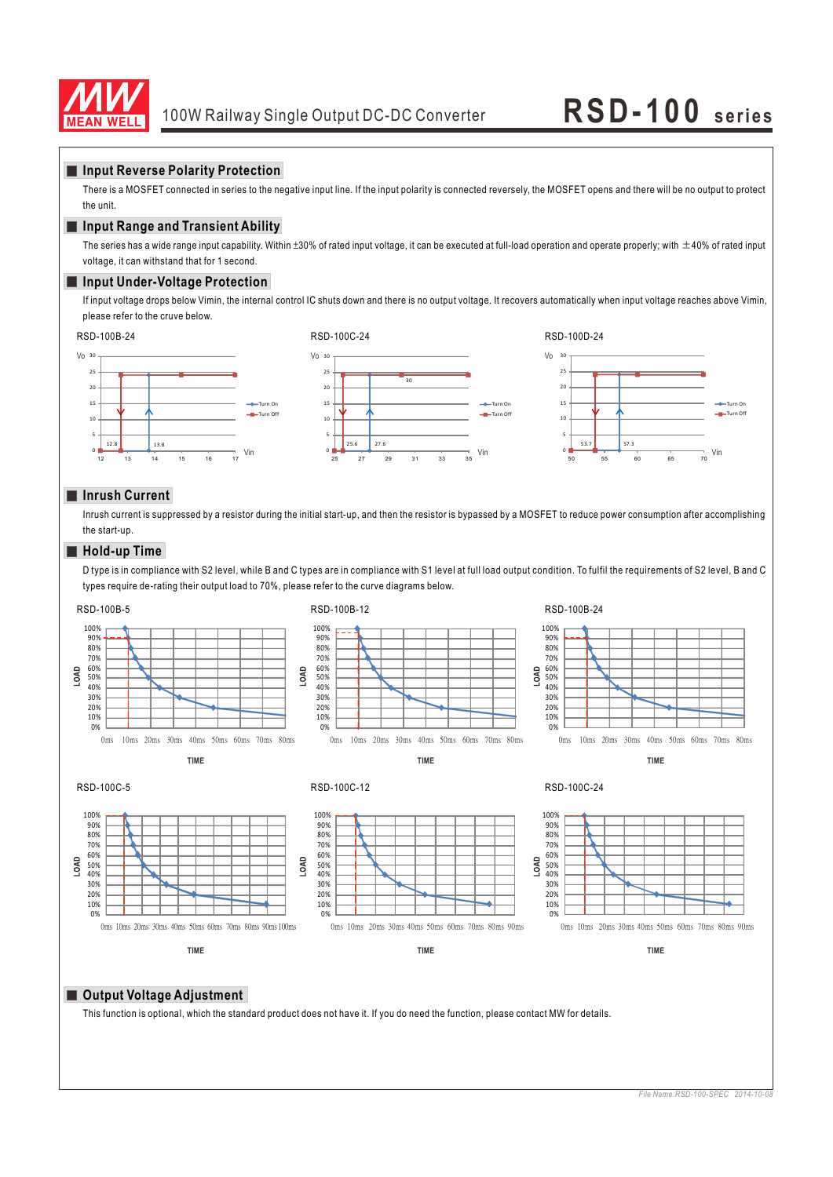## Input Reverse Polarity Protection

There is a MOSFET connected in series to the negative input line. If the input polarity is connected reversely, the MOSFET opens and there will be no output to protect the unit.

## Input Range and Transient Ability

The series has a wide range input capability. Within ±30% of rated input voltage, it can be executed at full-load operation and operate properly; with ±40% of rated input voltage, it can withstand that for 1 second.

## Input Under-Voltage Protection

If input voltage drops below Vimin, the internal control IC shuts down and there is no output voltage. It recovers automatically when input voltage reaches above Vimin, please refer to the cruve below.

RSD-100B-24

RSD-100C-24

RSD-100D-24

## Inrush Current

Inrush current is suppressed by a resistor during the initial start-up, and then the resistor is bypassed by a MOSFET to reduce power consumption after accomplishing the start-up.

## Hold-up Time

D type is in compliance with S2 level, while B and C types are in compliance with S1 level at full load output condition. To fulfil the requirements of S2 level, B and C types require de-rating their output load to 70%, please refer to the curve diagrams below.

RSD-100B-5

RSD-100B-12

RSD-100B-24

RSD-100C-5

RSD-100C-12

RSD-100C-24

## Output Voltage Adjustment

This function is optional, which the standard product does not have it. If you do need the function, please contact MW for details.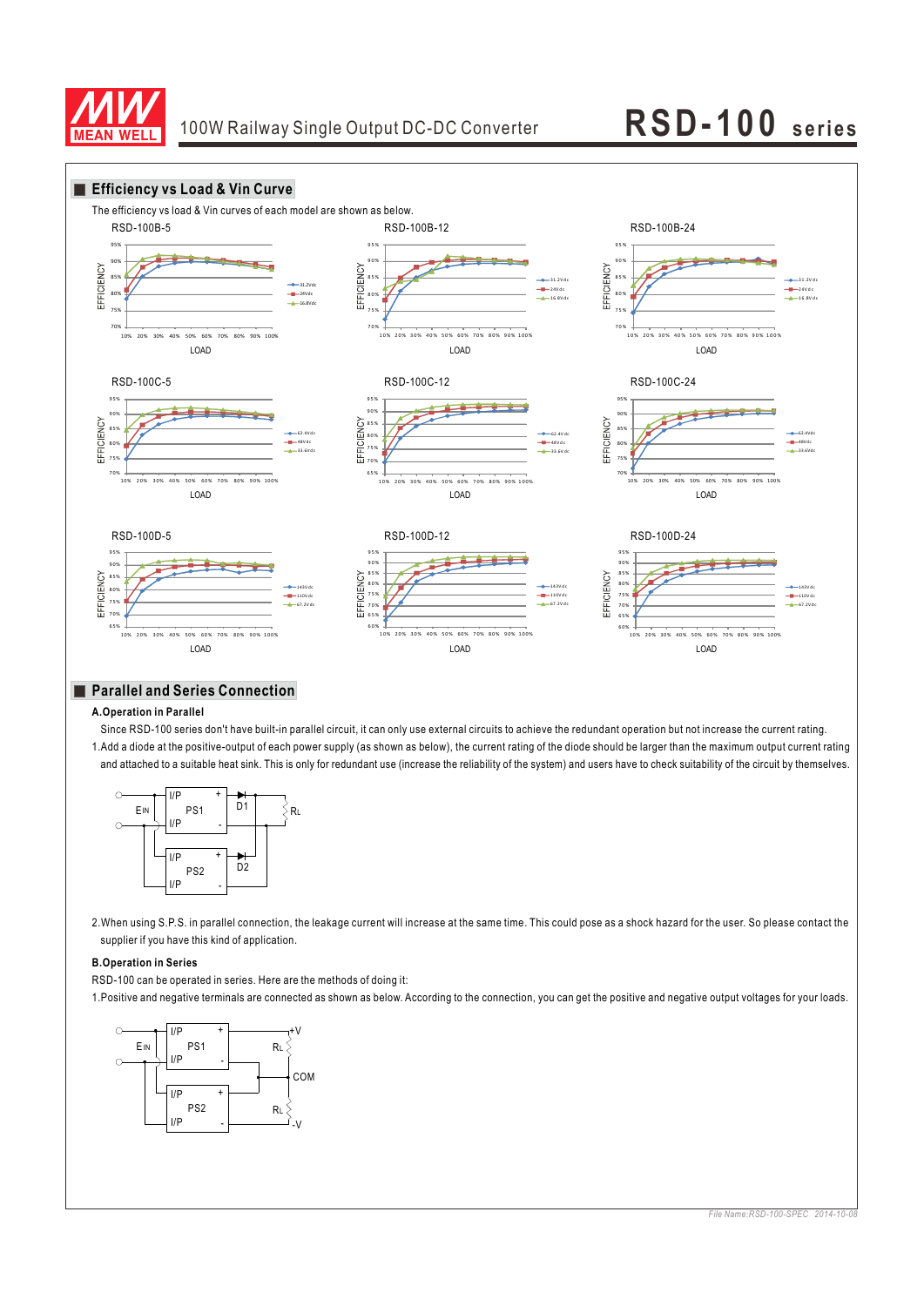## Efficiency vs Load & Vin Curve

The efficiency vs load & Vin curves of each model are shown as below.

RSD-100B-5

RSD-100B-12

RSD-100B-24

RSD-100C-5

RSD-100C-12

RSD-100C-24

RSD-100D-5

RSD-100D-12

RSD-100D-24

## Parallel and Series Connection

**A.Operation in Parallel**

Since RSD-100 series don't have built-in parallel circuit, it can only use external circuits to achieve the redundant operation but not increase the current rating.

1.Add a diode at the positive-output of each power supply (as shown as below), the current rating of the diode should be larger than the maximum output current rating and attached to a suitable heat sink. This is only for redundant use (increase the reliability of the system) and users have to check suitability of the circuit by themselves.

2.When using S.P.S. in parallel connection, the leakage current will increase at the same time. This could pose as a shock hazard for the user. So please contact the supplier if you have this kind of application.

**B.Operation in Series**

RSD-100 can be operated in series. Here are the methods of doing it:

1.Positive and negative terminals are connected as shown as below. According to the connection, you can get the positive and negative output voltages for your loads.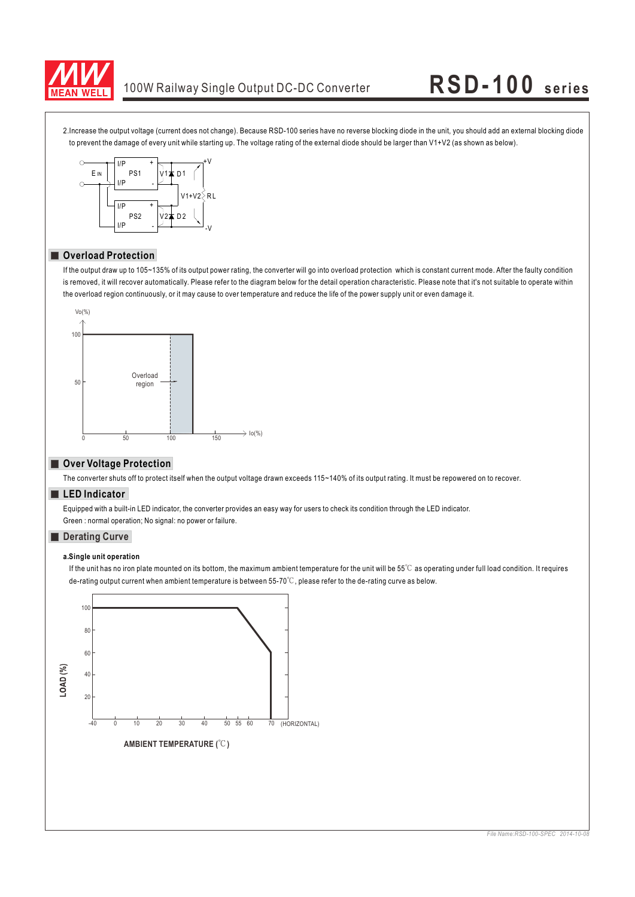2.Increase the output voltage (current does not change). Because RSD-100 series have no reverse blocking diode in the unit, you should add an external blocking diode to prevent the damage of every unit while starting up. The voltage rating of the external diode should be larger than V1+V2 (as shown as below).

## Overload Protection

If the output draw up to 105~135% of its output power rating, the converter will go into overload protection which is constant current mode. After the faulty condition is removed, it will recover automatically. Please refer to the diagram below for the detail operation characteristic. Please note that it's not suitable to operate within the overload region continuously, or it may cause to over temperature and reduce the life of the power supply unit or even damage it.

## Over Voltage Protection

The converter shuts off to protect itself when the output voltage drawn exceeds 115~140% of its output rating. It must be repowered on to recover.

## LED Indicator

Equipped with a built-in LED indicator, the converter provides an easy way for users to check its condition through the LED indicator.
Green : normal operation; No signal: no power or failure.

## Derating Curve

**a.Single unit operation**

If the unit has no iron plate mounted on its bottom, the maximum ambient temperature for the unit will be 55℃ as operating under full load condition. It requires de-rating output current when ambient temperature is between 55-70℃, please refer to the de-rating curve as below.

AMBIENT TEMPERATURE (℃)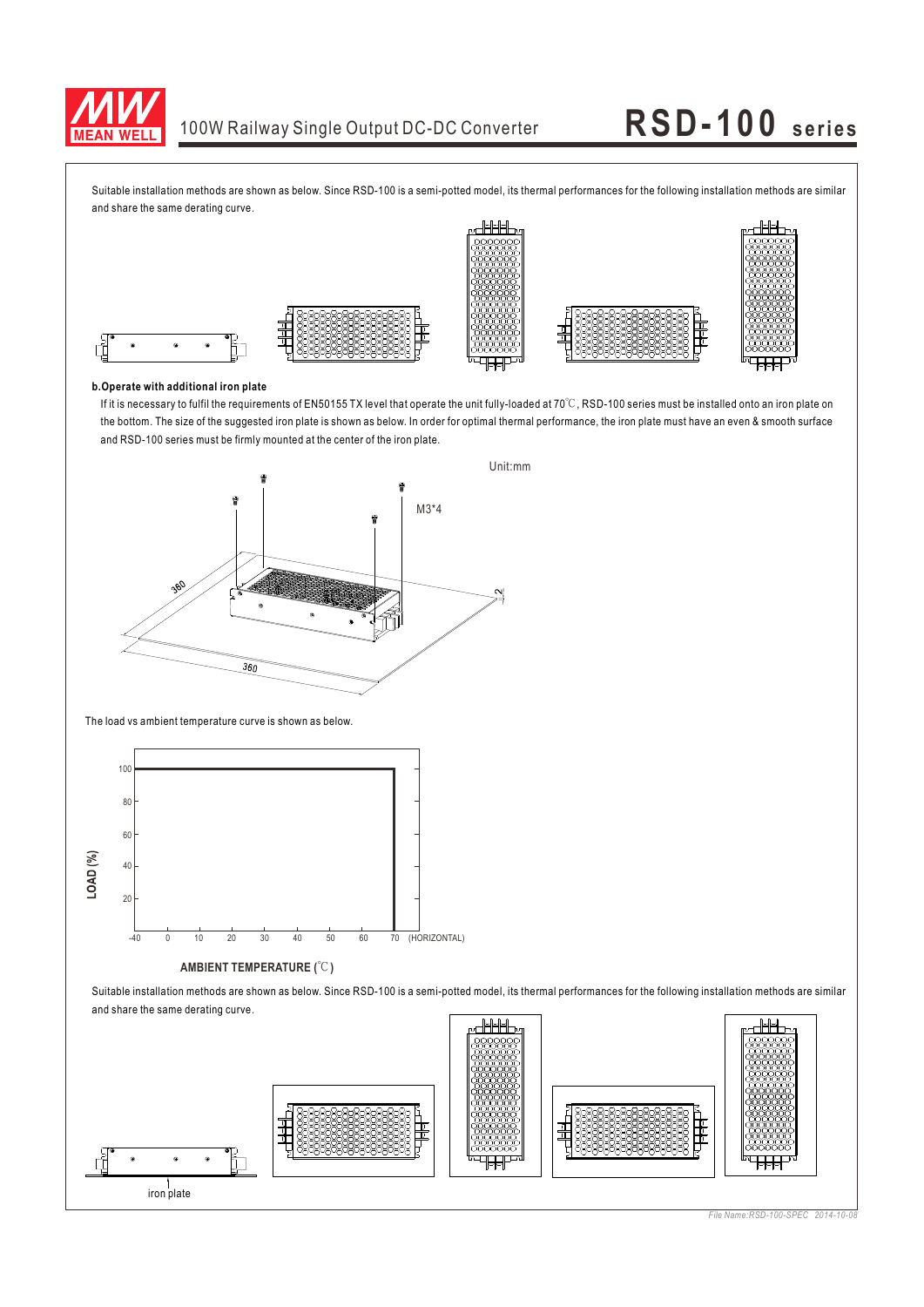Suitable installation methods are shown as below. Since RSD-100 is a semi-potted model, its thermal performances for the following installation methods are similar and share the same derating curve.

**b.Operate with additional iron plate**

If it is necessary to fulfil the requirements of EN50155 TX level that operate the unit fully-loaded at 70℃, RSD-100 series must be installed onto an iron plate on the bottom. The size of the suggested iron plate is shown as below. In order for optimal thermal performance, the iron plate must have an even & smooth surface and RSD-100 series must be firmly mounted at the center of the iron plate.

Unit:mm

M3*4

360

360

2

The load vs ambient temperature curve is shown as below.

LOAD (%)

AMBIENT TEMPERATURE (℃)

(HORIZONTAL)

Suitable installation methods are shown as below. Since RSD-100 is a semi-potted model, its thermal performances for the following installation methods are similar and share the same derating curve.

iron plate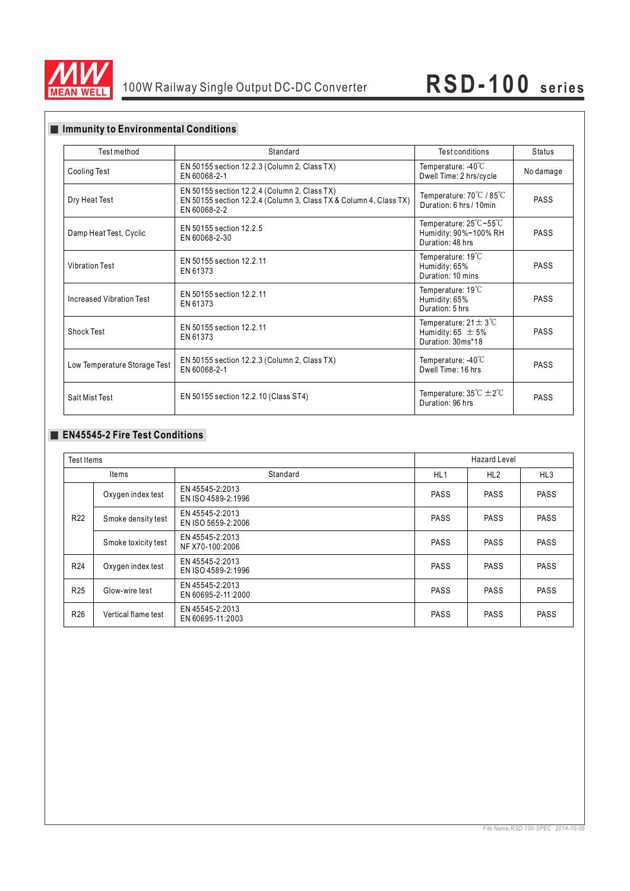## Immunity to Environmental Conditions

| Test method | Standard | Test conditions | Status |
|---|---|---|---|
| Cooling Test | EN 50155 section 12.2.3 (Column 2, Class TX)<br>EN 60068-2-1 | Temperature: -40℃<br>Dwell Time: 2 hrs/cycle | No damage |
| Dry Heat Test | EN 50155 section 12.2.4 (Column 2, Class TX)<br>EN 50155 section 12.2.4 (Column 3, Class TX & Column 4, Class TX)<br>EN 60068-2-2 | Temperature: 70℃ / 85℃<br>Duration: 6 hrs / 10min | PASS |
| Damp Heat Test, Cyclic | EN 50155 section 12.2.5<br>EN 60068-2-30 | Temperature: 25℃~55℃<br>Humidity: 90%~100% RH<br>Duration: 48 hrs | PASS |
| Vibration Test | EN 50155 section 12.2.11<br>EN 61373 | Temperature: 19℃<br>Humidity: 65%<br>Duration: 10 mins | PASS |
| Increased Vibration Test | EN 50155 section 12.2.11<br>EN 61373 | Temperature: 19℃<br>Humidity: 65%<br>Duration: 5 hrs | PASS |
| Shock Test | EN 50155 section 12.2.11<br>EN 61373 | Temperature: 21 ± 3℃<br>Humidity: 65 ± 5%<br>Duration: 30ms*18 | PASS |
| Low Temperature Storage Test | EN 50155 section 12.2.3 (Column 2, Class TX)<br>EN 60068-2-1 | Temperature: -40℃<br>Dwell Time: 16 hrs | PASS |
| Salt Mist Test | EN 50155 section 12.2.10 (Class ST4) | Temperature: 35℃ ±2℃<br>Duration: 96 hrs | PASS |

## EN45545-2 Fire Test Conditions

| Test Items | | | Hazard Level | | |
|---|---|---|---|---|---|
| Items | | Standard | HL1 | HL2 | HL3 |
| R22 | Oxygen index test | EN 45545-2:2013<br>EN ISO 4589-2:1996 | PASS | PASS | PASS |
| | Smoke density test | EN 45545-2:2013<br>EN ISO 5659-2:2006 | PASS | PASS | PASS |
| | Smoke toxicity test | EN 45545-2:2013<br>NF X70-100:2006 | PASS | PASS | PASS |
| R24 | Oxygen index test | EN 45545-2:2013<br>EN ISO 4589-2:1996 | PASS | PASS | PASS |
| R25 | Glow-wire test | EN 45545-2:2013<br>EN 60695-2-11:2000 | PASS | PASS | PASS |
| R26 | Vertical flame test | EN 45545-2:2013<br>EN 60695-11:2003 | PASS | PASS | PASS |